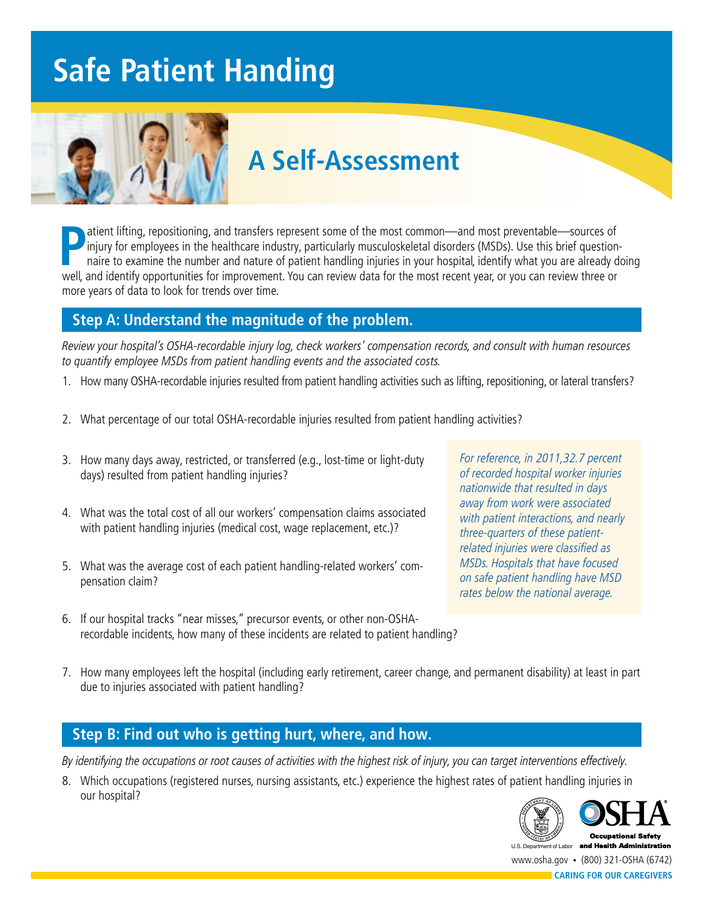# Safe Patient Handing

## A Self-Assessment

Patient lifting, repositioning, and transfers represent some of the most common—and most preventable—sources of injury for employees in the healthcare industry, particularly musculoskeletal disorders (MSDs). Use this brief questionnaire to examine the number and nature of patient handling injuries in your hospital, identify what you are already doing well, and identify opportunities for improvement. You can review data for the most recent year, or you can review three or more years of data to look for trends over time.

### Step A: Understand the magnitude of the problem.

*Review your hospital's OSHA-recordable injury log, check workers' compensation records, and consult with human resources to quantify employee MSDs from patient handling events and the associated costs.*

1. How many OSHA-recordable injuries resulted from patient handling activities such as lifting, repositioning, or lateral transfers?
2. What percentage of our total OSHA-recordable injuries resulted from patient handling activities?
3. How many days away, restricted, or transferred (e.g., lost-time or light-duty days) resulted from patient handling injuries?
4. What was the total cost of all our workers' compensation claims associated with patient handling injuries (medical cost, wage replacement, etc.)?
5. What was the average cost of each patient handling-related workers' compensation claim?
6. If our hospital tracks "near misses," precursor events, or other non-OSHA-recordable incidents, how many of these incidents are related to patient handling?
7. How many employees left the hospital (including early retirement, career change, and permanent disability) at least in part due to injuries associated with patient handling?

*For reference, in 2011,32.7 percent of recorded hospital worker injuries nationwide that resulted in days away from work were associated with patient interactions, and nearly three-quarters of these patient-related injuries were classified as MSDs. Hospitals that have focused on safe patient handling have MSD rates below the national average.*

### Step B: Find out who is getting hurt, where, and how.

*By identifying the occupations or root causes of activities with the highest risk of injury, you can target interventions effectively.*

8. Which occupations (registered nurses, nursing assistants, etc.) experience the highest rates of patient handling injuries in our hospital?

U.S. Department of Labor — OSHA Occupational Safety and Health Administration

www.osha.gov • (800) 321-OSHA (6742)

CARING FOR OUR CAREGIVERS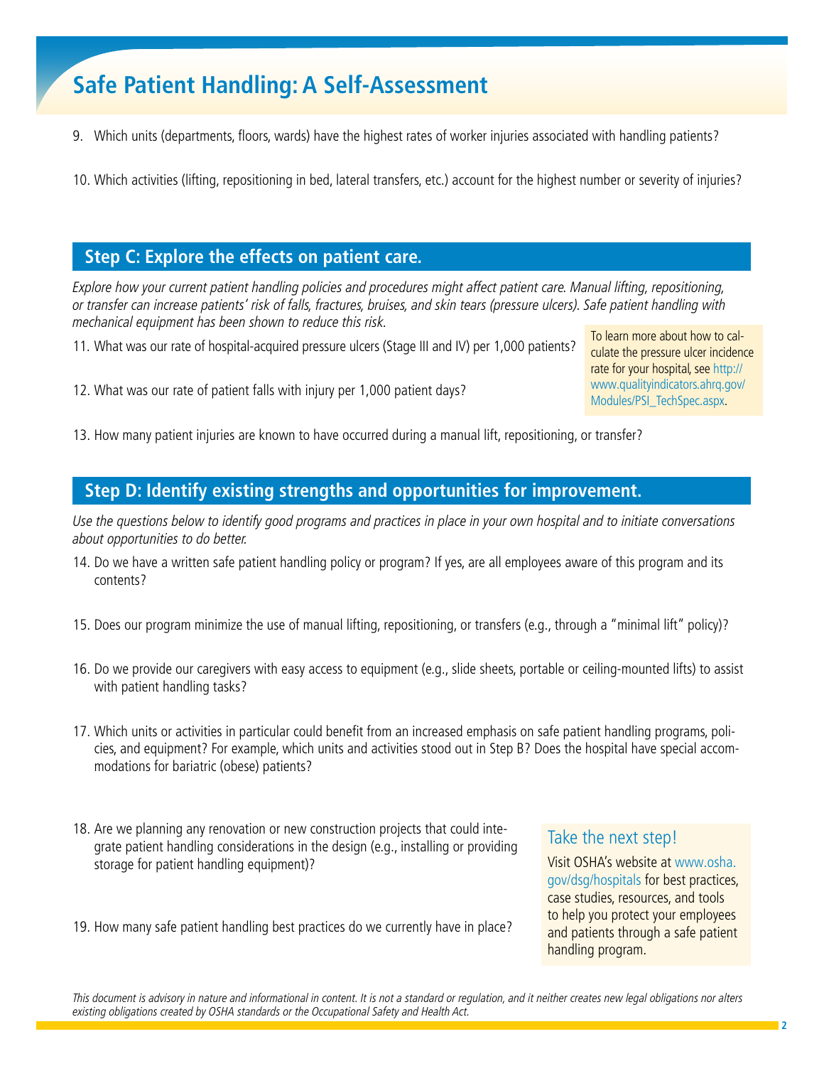# Safe Patient Handling: A Self-Assessment

9. Which units (departments, floors, wards) have the highest rates of worker injuries associated with handling patients?

10. Which activities (lifting, repositioning in bed, lateral transfers, etc.) account for the highest number or severity of injuries?

## Step C: Explore the effects on patient care.

*Explore how your current patient handling policies and procedures might affect patient care. Manual lifting, repositioning, or transfer can increase patients' risk of falls, fractures, bruises, and skin tears (pressure ulcers). Safe patient handling with mechanical equipment has been shown to reduce this risk.*

11. What was our rate of hospital-acquired pressure ulcers (Stage III and IV) per 1,000 patients?

12. What was our rate of patient falls with injury per 1,000 patient days?

To learn more about how to calculate the pressure ulcer incidence rate for your hospital, see http://www.qualityindicators.ahrq.gov/Modules/PSI_TechSpec.aspx.

13. How many patient injuries are known to have occurred during a manual lift, repositioning, or transfer?

## Step D: Identify existing strengths and opportunities for improvement.

*Use the questions below to identify good programs and practices in place in your own hospital and to initiate conversations about opportunities to do better.*

14. Do we have a written safe patient handling policy or program? If yes, are all employees aware of this program and its contents?

15. Does our program minimize the use of manual lifting, repositioning, or transfers (e.g., through a "minimal lift" policy)?

16. Do we provide our caregivers with easy access to equipment (e.g., slide sheets, portable or ceiling-mounted lifts) to assist with patient handling tasks?

17. Which units or activities in particular could benefit from an increased emphasis on safe patient handling programs, policies, and equipment? For example, which units and activities stood out in Step B? Does the hospital have special accommodations for bariatric (obese) patients?

18. Are we planning any renovation or new construction projects that could integrate patient handling considerations in the design (e.g., installing or providing storage for patient handling equipment)?

19. How many safe patient handling best practices do we currently have in place?

### Take the next step!

Visit OSHA's website at www.osha.gov/dsg/hospitals for best practices, case studies, resources, and tools to help you protect your employees and patients through a safe patient handling program.

*This document is advisory in nature and informational in content. It is not a standard or regulation, and it neither creates new legal obligations nor alters existing obligations created by OSHA standards or the Occupational Safety and Health Act.*